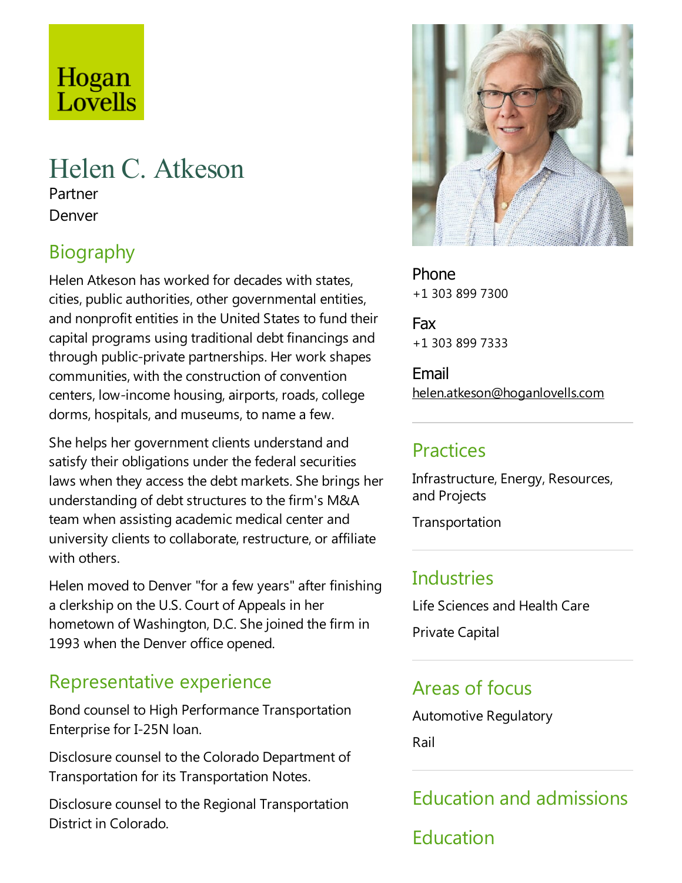Hogan Lovells

# Helen C. Atkeson

Partner

Denver

## Biography

Helen Atkeson has worked for decades with states, cities, public authorities, other governmental entities, and nonprofit entities in the United States to fund their capital programs using traditional debt financings and through public-private partnerships. Her work shapes communities, with the construction of convention centers, low-income housing, airports, roads, college dorms, hospitals, and museums, to name a few.

She helps her government clients understand and satisfy their obligations under the federal securities laws when they access the debt markets. She brings her understanding of debt structures to the firm's M&A team when assisting academic medical center and university clients to collaborate, restructure, or affiliate with others.

Helen moved to Denver "for a few years" after finishing a clerkship on the U.S. Court of Appeals in her hometown of Washington, D.C. She joined the firm in 1993 when the Denver office opened.

## Representative experience

Bond counsel to High Performance Transportation Enterprise for I-25N loan.

Disclosure counsel to the Colorado Department of Transportation for its Transportation Notes.

Disclosure counsel to the Regional Transportation District in Colorado.

**Phone**
+1 303 899 7300

**Fax**
+1 303 899 7333

**Email**
helen.atkeson@hoganlovells.com

## Practices

Infrastructure, Energy, Resources, and Projects

Transportation

## Industries

Life Sciences and Health Care

Private Capital

## Areas of focus

Automotive Regulatory

Rail

## Education and admissions

## Education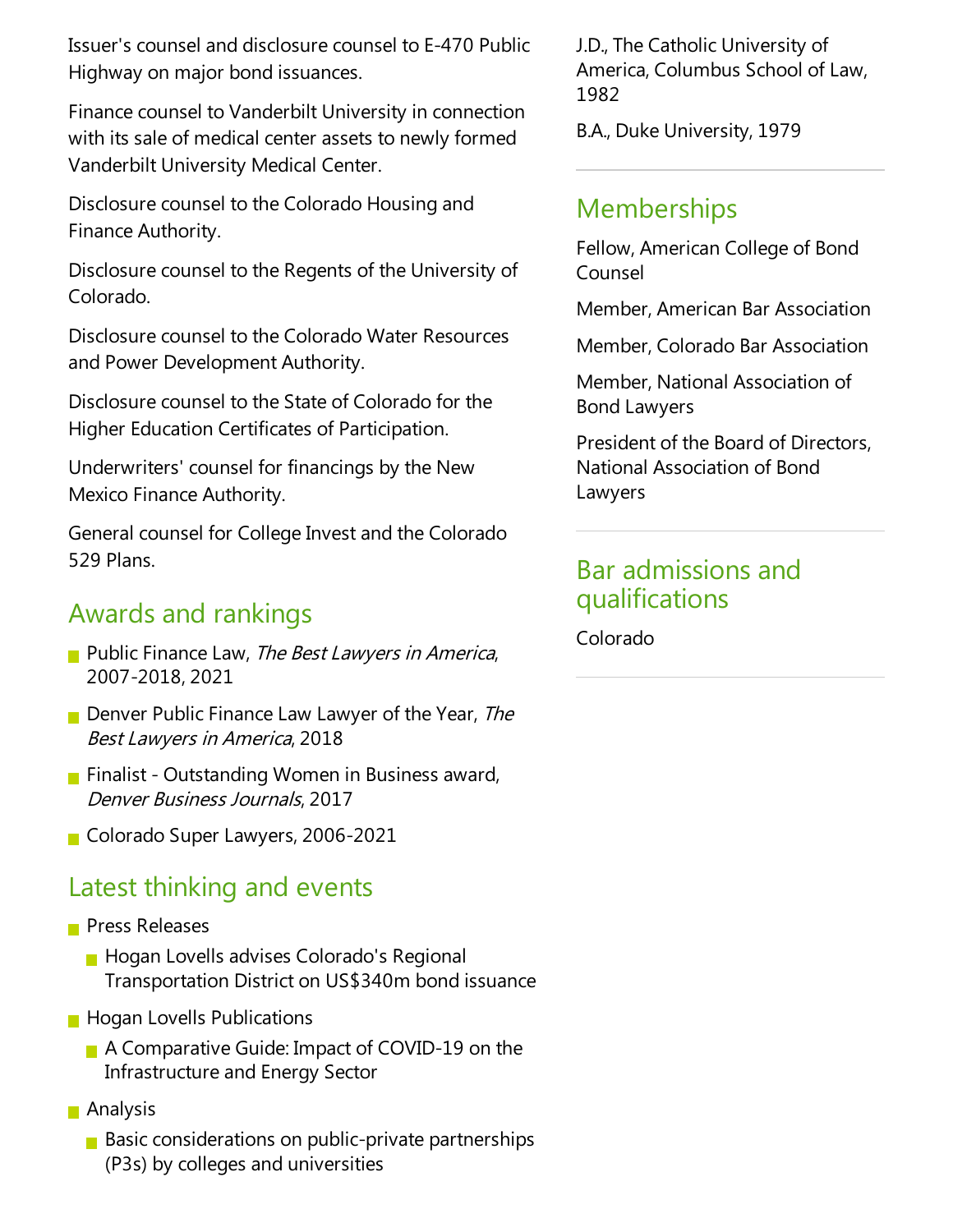Issuer's counsel and disclosure counsel to E-470 Public Highway on major bond issuances.

Finance counsel to Vanderbilt University in connection with its sale of medical center assets to newly formed Vanderbilt University Medical Center.

Disclosure counsel to the Colorado Housing and Finance Authority.

Disclosure counsel to the Regents of the University of Colorado.

Disclosure counsel to the Colorado Water Resources and Power Development Authority.

Disclosure counsel to the State of Colorado for the Higher Education Certificates of Participation.

Underwriters' counsel for financings by the New Mexico Finance Authority.

General counsel for College Invest and the Colorado 529 Plans.

## Awards and rankings

- Public Finance Law, *The Best Lawyers in America*, 2007-2018, 2021
- Denver Public Finance Law Lawyer of the Year, *The Best Lawyers in America*, 2018
- Finalist - Outstanding Women in Business award, *Denver Business Journals*, 2017
- Colorado Super Lawyers, 2006-2021

## Latest thinking and events

- Press Releases
  - Hogan Lovells advises Colorado's Regional Transportation District on US$340m bond issuance
- Hogan Lovells Publications
  - A Comparative Guide: Impact of COVID-19 on the Infrastructure and Energy Sector
- Analysis
  - Basic considerations on public-private partnerships (P3s) by colleges and universities

J.D., The Catholic University of America, Columbus School of Law, 1982

B.A., Duke University, 1979

## Memberships

Fellow, American College of Bond Counsel

Member, American Bar Association

Member, Colorado Bar Association

Member, National Association of Bond Lawyers

President of the Board of Directors, National Association of Bond Lawyers

## Bar admissions and qualifications

Colorado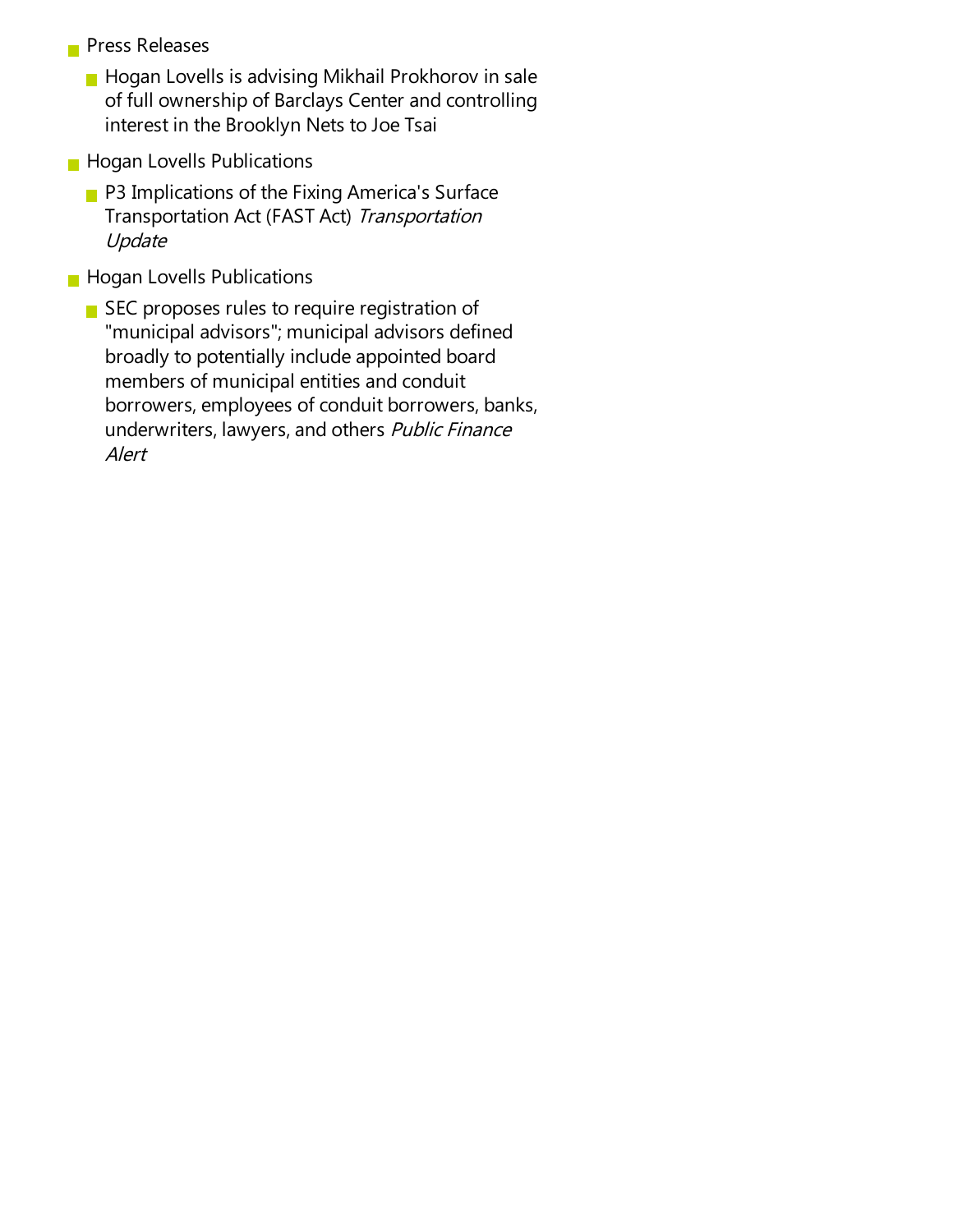- Press Releases
  - Hogan Lovells is advising Mikhail Prokhorov in sale of full ownership of Barclays Center and controlling interest in the Brooklyn Nets to Joe Tsai
- Hogan Lovells Publications
  - P3 Implications of the Fixing America's Surface Transportation Act (FAST Act) *Transportation Update*
- Hogan Lovells Publications
  - SEC proposes rules to require registration of "municipal advisors"; municipal advisors defined broadly to potentially include appointed board members of municipal entities and conduit borrowers, employees of conduit borrowers, banks, underwriters, lawyers, and others *Public Finance Alert*